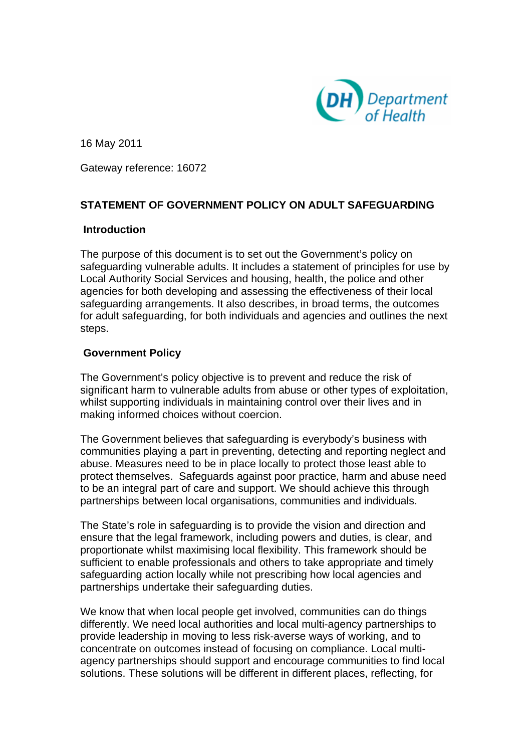16 May 2011

Gateway reference: 16072

# STATEMENT OF GOVERNMENT POLICY ON ADULT SAFEGUARDING

## Introduction

The purpose of this document is to set out the Government's policy on safeguarding vulnerable adults. It includes a statement of principles for use by Local Authority Social Services and housing, health, the police and other agencies for both developing and assessing the effectiveness of their local safeguarding arrangements. It also describes, in broad terms, the outcomes for adult safeguarding, for both individuals and agencies and outlines the next steps.

## Government Policy

The Government's policy objective is to prevent and reduce the risk of significant harm to vulnerable adults from abuse or other types of exploitation, whilst supporting individuals in maintaining control over their lives and in making informed choices without coercion.

The Government believes that safeguarding is everybody's business with communities playing a part in preventing, detecting and reporting neglect and abuse. Measures need to be in place locally to protect those least able to protect themselves. Safeguards against poor practice, harm and abuse need to be an integral part of care and support. We should achieve this through partnerships between local organisations, communities and individuals.

The State's role in safeguarding is to provide the vision and direction and ensure that the legal framework, including powers and duties, is clear, and proportionate whilst maximising local flexibility. This framework should be sufficient to enable professionals and others to take appropriate and timely safeguarding action locally while not prescribing how local agencies and partnerships undertake their safeguarding duties.

We know that when local people get involved, communities can do things differently. We need local authorities and local multi-agency partnerships to provide leadership in moving to less risk-averse ways of working, and to concentrate on outcomes instead of focusing on compliance. Local multi-agency partnerships should support and encourage communities to find local solutions. These solutions will be different in different places, reflecting, for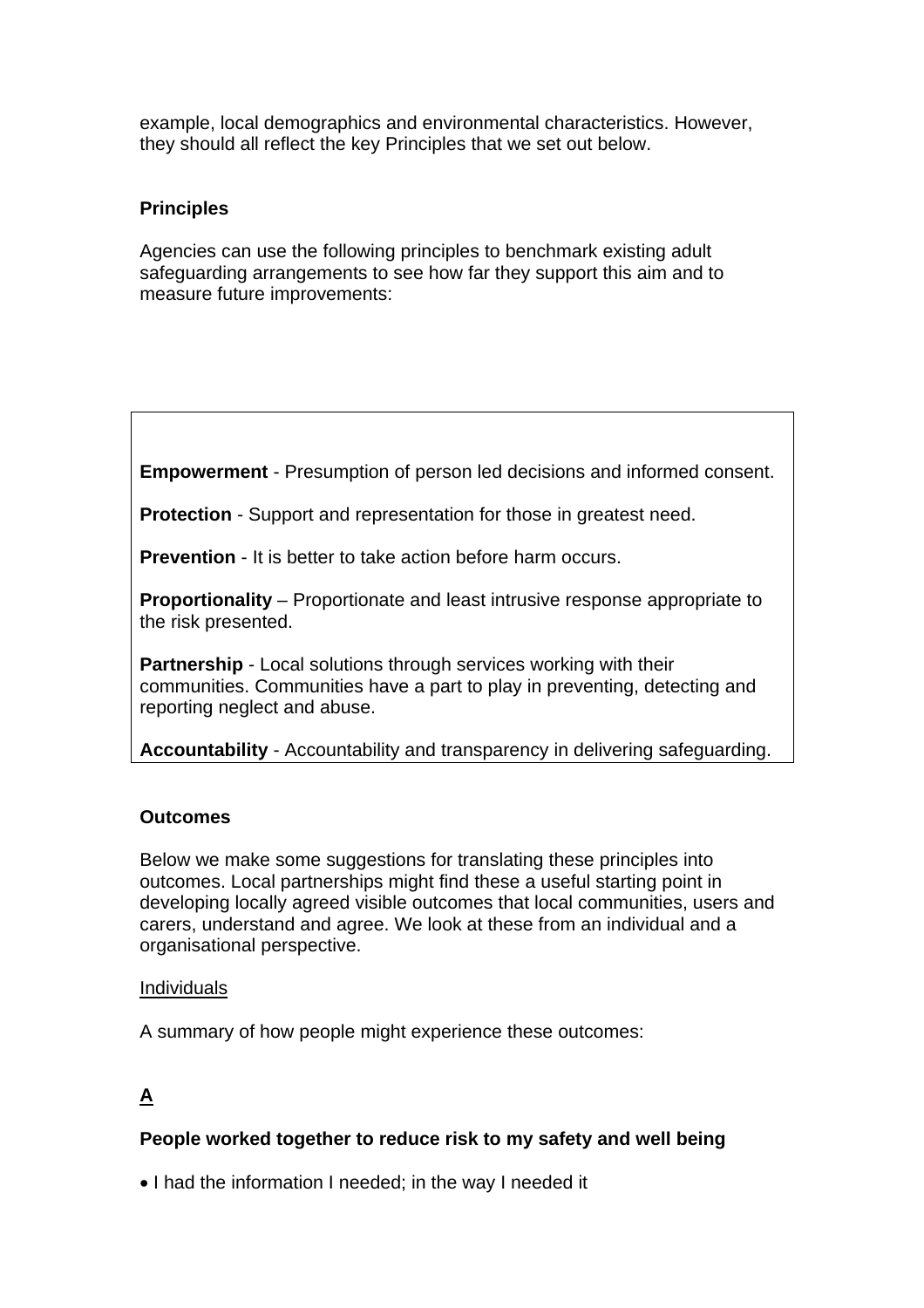example, local demographics and environmental characteristics. However, they should all reflect the key Principles that we set out below.

### Principles

Agencies can use the following principles to benchmark existing adult safeguarding arrangements to see how far they support this aim and to measure future improvements:

**Empowerment** - Presumption of person led decisions and informed consent.

**Protection** - Support and representation for those in greatest need.

**Prevention** - It is better to take action before harm occurs.

**Proportionality** – Proportionate and least intrusive response appropriate to the risk presented.

**Partnership** - Local solutions through services working with their communities. Communities have a part to play in preventing, detecting and reporting neglect and abuse.

**Accountability** - Accountability and transparency in delivering safeguarding.

### Outcomes

Below we make some suggestions for translating these principles into outcomes. Local partnerships might find these a useful starting point in developing locally agreed visible outcomes that local communities, users and carers, understand and agree. We look at these from an individual and a organisational perspective.

Individuals

A summary of how people might experience these outcomes:

**A**

**People worked together to reduce risk to my safety and well being**

- I had the information I needed; in the way I needed it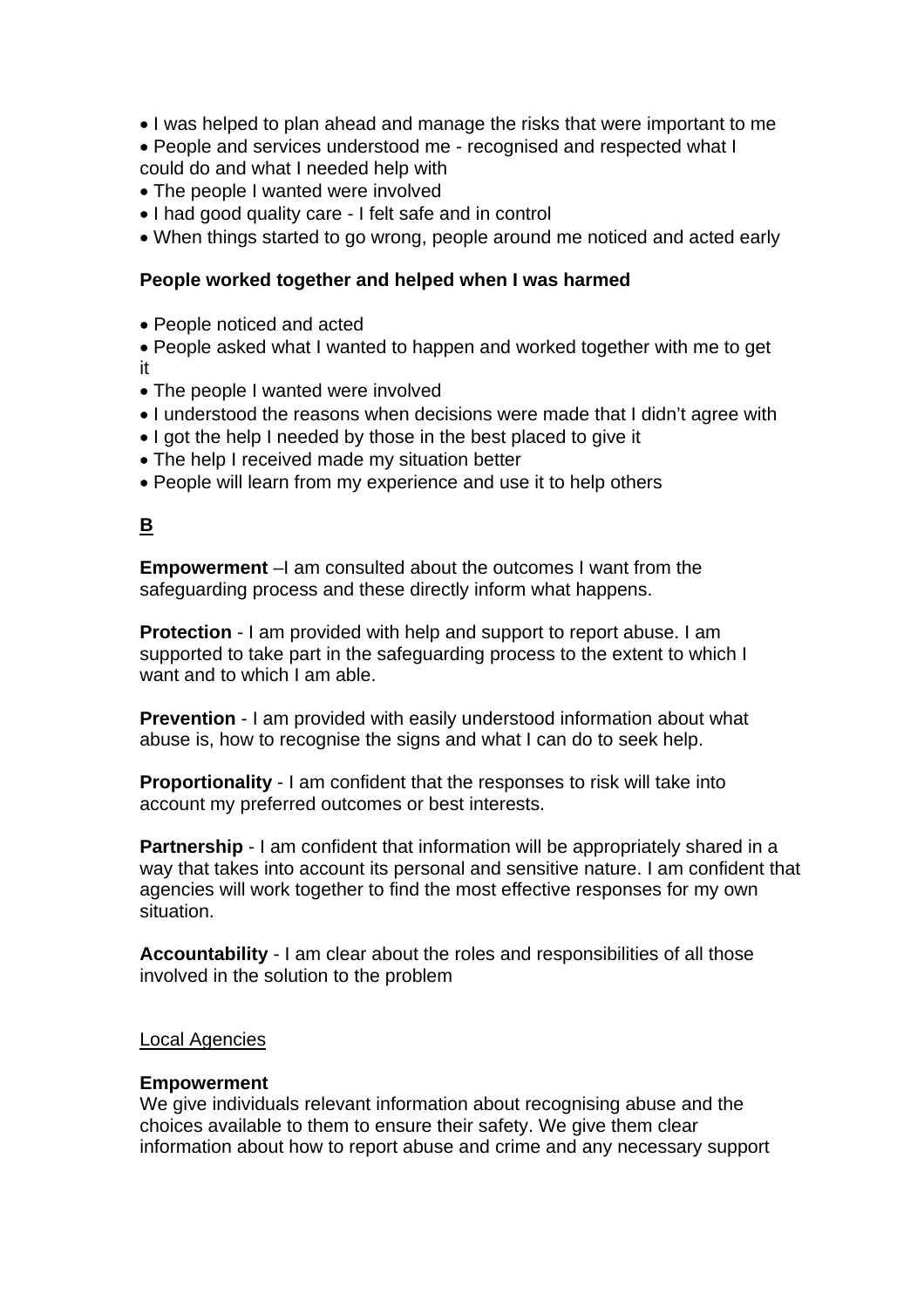- I was helped to plan ahead and manage the risks that were important to me
- People and services understood me - recognised and respected what I could do and what I needed help with
- The people I wanted were involved
- I had good quality care - I felt safe and in control
- When things started to go wrong, people around me noticed and acted early

**People worked together and helped when I was harmed**

- People noticed and acted
- People asked what I wanted to happen and worked together with me to get it
- The people I wanted were involved
- I understood the reasons when decisions were made that I didn't agree with
- I got the help I needed by those in the best placed to give it
- The help I received made my situation better
- People will learn from my experience and use it to help others

**B**

**Empowerment** –I am consulted about the outcomes I want from the safeguarding process and these directly inform what happens.

**Protection** - I am provided with help and support to report abuse. I am supported to take part in the safeguarding process to the extent to which I want and to which I am able.

**Prevention** - I am provided with easily understood information about what abuse is, how to recognise the signs and what I can do to seek help.

**Proportionality** - I am confident that the responses to risk will take into account my preferred outcomes or best interests.

**Partnership** - I am confident that information will be appropriately shared in a way that takes into account its personal and sensitive nature. I am confident that agencies will work together to find the most effective responses for my own situation.

**Accountability** - I am clear about the roles and responsibilities of all those involved in the solution to the problem

Local Agencies

**Empowerment**
We give individuals relevant information about recognising abuse and the choices available to them to ensure their safety. We give them clear information about how to report abuse and crime and any necessary support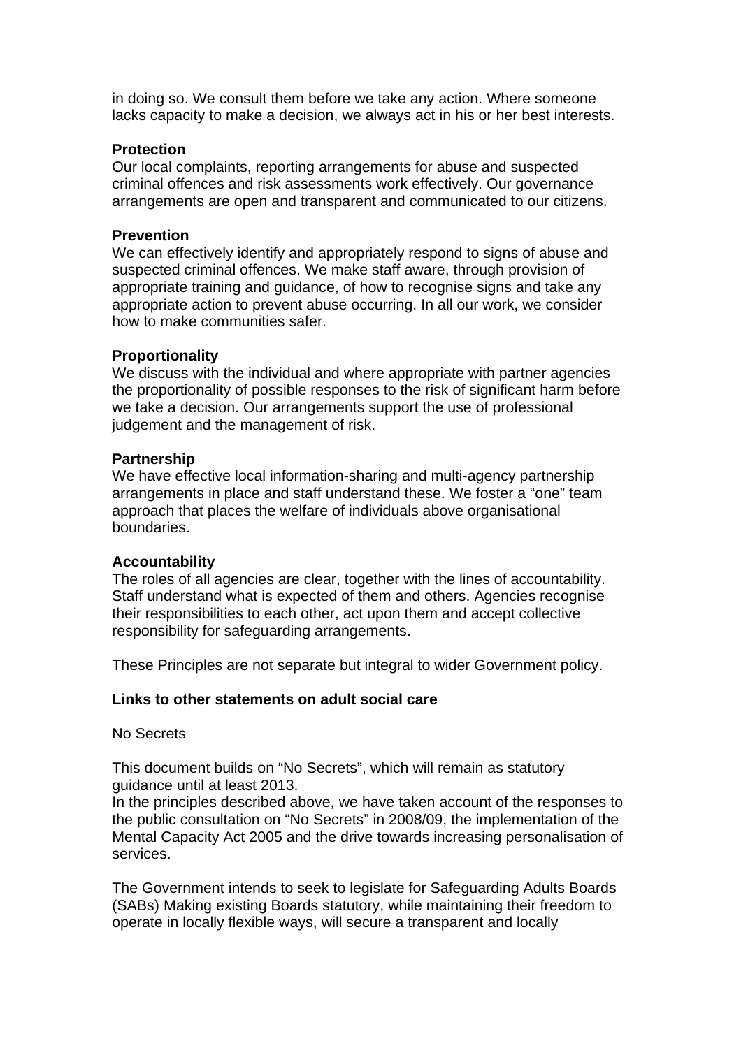in doing so. We consult them before we take any action. Where someone lacks capacity to make a decision, we always act in his or her best interests.

**Protection**
Our local complaints, reporting arrangements for abuse and suspected criminal offences and risk assessments work effectively. Our governance arrangements are open and transparent and communicated to our citizens.

**Prevention**
We can effectively identify and appropriately respond to signs of abuse and suspected criminal offences. We make staff aware, through provision of appropriate training and guidance, of how to recognise signs and take any appropriate action to prevent abuse occurring. In all our work, we consider how to make communities safer.

**Proportionality**
We discuss with the individual and where appropriate with partner agencies the proportionality of possible responses to the risk of significant harm before we take a decision. Our arrangements support the use of professional judgement and the management of risk.

**Partnership**
We have effective local information-sharing and multi-agency partnership arrangements in place and staff understand these. We foster a "one" team approach that places the welfare of individuals above organisational boundaries.

**Accountability**
The roles of all agencies are clear, together with the lines of accountability. Staff understand what is expected of them and others. Agencies recognise their responsibilities to each other, act upon them and accept collective responsibility for safeguarding arrangements.

These Principles are not separate but integral to wider Government policy.

**Links to other statements on adult social care**

No Secrets

This document builds on "No Secrets", which will remain as statutory guidance until at least 2013.
In the principles described above, we have taken account of the responses to the public consultation on "No Secrets" in 2008/09, the implementation of the Mental Capacity Act 2005 and the drive towards increasing personalisation of services.

The Government intends to seek to legislate for Safeguarding Adults Boards (SABs) Making existing Boards statutory, while maintaining their freedom to operate in locally flexible ways, will secure a transparent and locally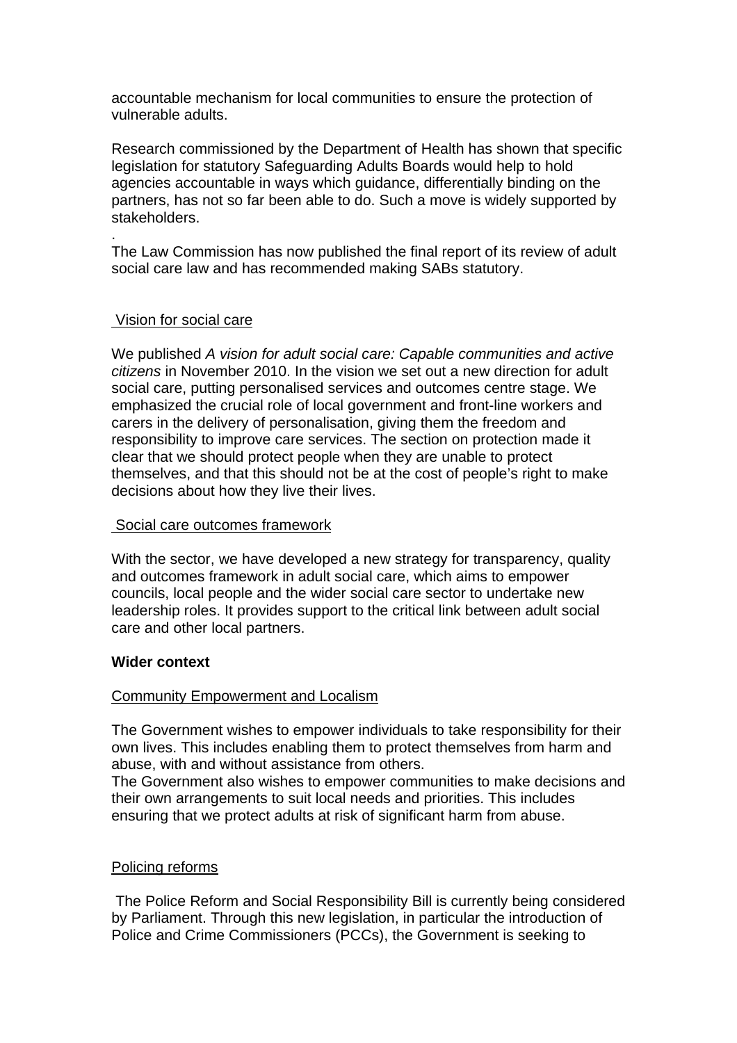accountable mechanism for local communities to ensure the protection of vulnerable adults.

Research commissioned by the Department of Health has shown that specific legislation for statutory Safeguarding Adults Boards would help to hold agencies accountable in ways which guidance, differentially binding on the partners, has not so far been able to do. Such a move is widely supported by stakeholders.

.
The Law Commission has now published the final report of its review of adult social care law and has recommended making SABs statutory.

<u>Vision for social care</u>

We published *A vision for adult social care: Capable communities and active citizens* in November 2010. In the vision we set out a new direction for adult social care, putting personalised services and outcomes centre stage. We emphasized the crucial role of local government and front-line workers and carers in the delivery of personalisation, giving them the freedom and responsibility to improve care services. The section on protection made it clear that we should protect people when they are unable to protect themselves, and that this should not be at the cost of people's right to make decisions about how they live their lives.

<u>Social care outcomes framework</u>

With the sector, we have developed a new strategy for transparency, quality and outcomes framework in adult social care, which aims to empower councils, local people and the wider social care sector to undertake new leadership roles. It provides support to the critical link between adult social care and other local partners.

**Wider context**

<u>Community Empowerment and Localism</u>

The Government wishes to empower individuals to take responsibility for their own lives. This includes enabling them to protect themselves from harm and abuse, with and without assistance from others.
The Government also wishes to empower communities to make decisions and their own arrangements to suit local needs and priorities. This includes ensuring that we protect adults at risk of significant harm from abuse.

<u>Policing reforms</u>

The Police Reform and Social Responsibility Bill is currently being considered by Parliament. Through this new legislation, in particular the introduction of Police and Crime Commissioners (PCCs), the Government is seeking to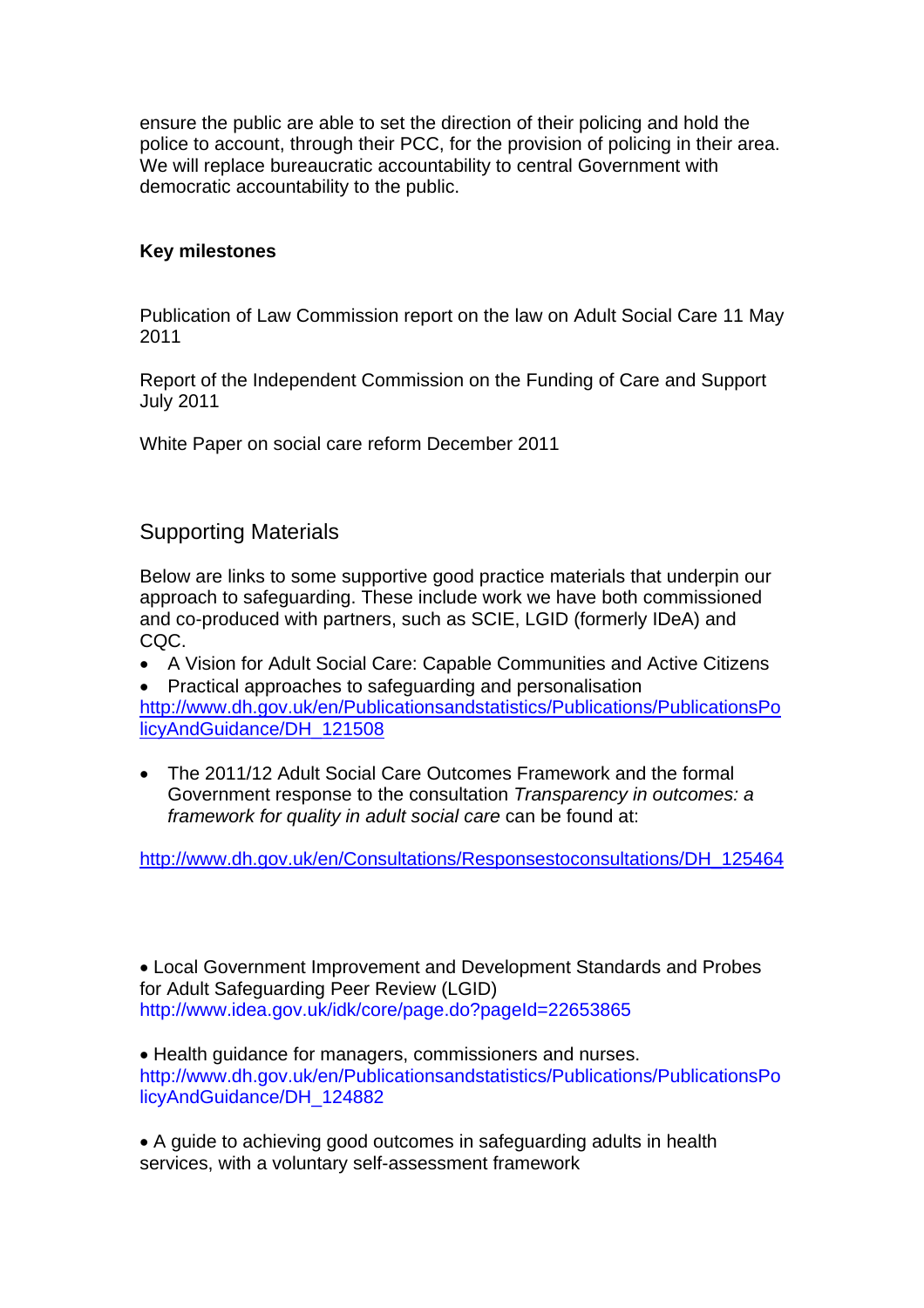ensure the public are able to set the direction of their policing and hold the police to account, through their PCC, for the provision of policing in their area. We will replace bureaucratic accountability to central Government with democratic accountability to the public.

**Key milestones**

Publication of Law Commission report on the law on Adult Social Care 11 May 2011

Report of the Independent Commission on the Funding of Care and Support July 2011

White Paper on social care reform December 2011

## Supporting Materials

Below are links to some supportive good practice materials that underpin our approach to safeguarding. These include work we have both commissioned and co-produced with partners, such as SCIE, LGID (formerly IDeA) and CQC.

- A Vision for Adult Social Care: Capable Communities and Active Citizens
- Practical approaches to safeguarding and personalisation

http://www.dh.gov.uk/en/Publicationsandstatistics/Publications/PublicationsPolicyAndGuidance/DH_121508

- The 2011/12 Adult Social Care Outcomes Framework and the formal Government response to the consultation *Transparency in outcomes: a framework for quality in adult social care* can be found at:

http://www.dh.gov.uk/en/Consultations/Responsestoconsultations/DH_125464

- Local Government Improvement and Development Standards and Probes for Adult Safeguarding Peer Review (LGID) http://www.idea.gov.uk/idk/core/page.do?pageId=22653865

- Health guidance for managers, commissioners and nurses. http://www.dh.gov.uk/en/Publicationsandstatistics/Publications/PublicationsPolicyAndGuidance/DH_124882

- A guide to achieving good outcomes in safeguarding adults in health services, with a voluntary self-assessment framework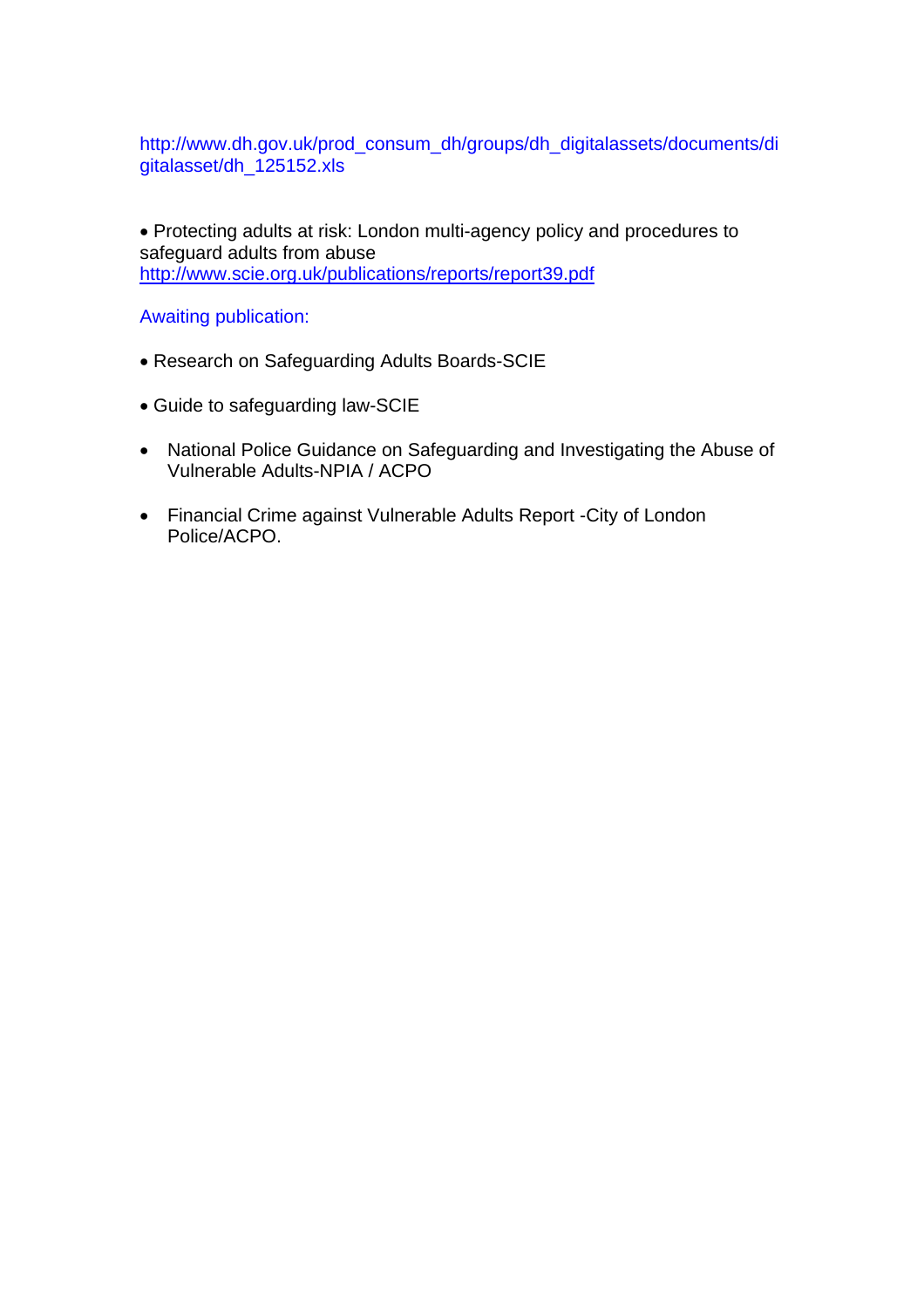http://www.dh.gov.uk/prod_consum_dh/groups/dh_digitalassets/documents/digitalasset/dh_125152.xls

- Protecting adults at risk: London multi-agency policy and procedures to safeguard adults from abuse
http://www.scie.org.uk/publications/reports/report39.pdf

Awaiting publication:

- Research on Safeguarding Adults Boards-SCIE
- Guide to safeguarding law-SCIE
- National Police Guidance on Safeguarding and Investigating the Abuse of Vulnerable Adults-NPIA / ACPO
- Financial Crime against Vulnerable Adults Report -City of London Police/ACPO.